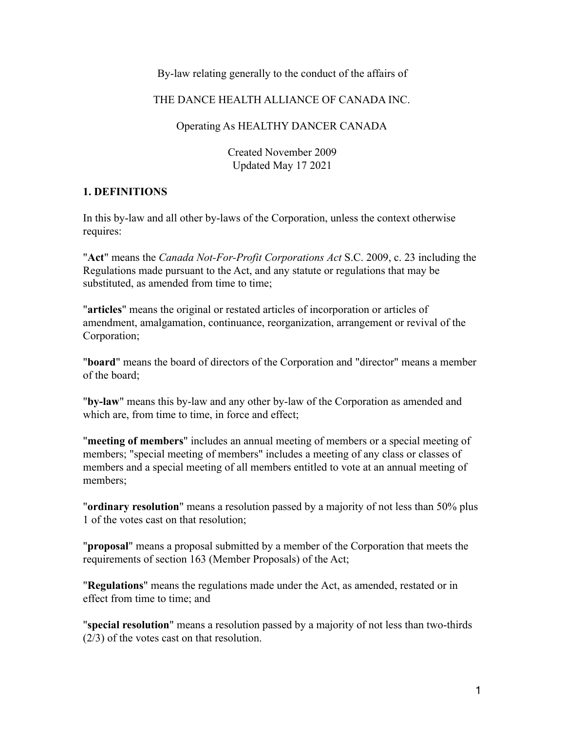By-law relating generally to the conduct of the affairs of

THE DANCE HEALTH ALLIANCE OF CANADA INC.

Operating As HEALTHY DANCER CANADA

Created November 2009
Updated May 17 2021

## 1. DEFINITIONS

In this by-law and all other by-laws of the Corporation, unless the context otherwise requires:

"**Act**" means the *Canada Not-For-Profit Corporations Act* S.C. 2009, c. 23 including the Regulations made pursuant to the Act, and any statute or regulations that may be substituted, as amended from time to time;

"**articles**" means the original or restated articles of incorporation or articles of amendment, amalgamation, continuance, reorganization, arrangement or revival of the Corporation;

"**board**" means the board of directors of the Corporation and "director" means a member of the board;

"**by-law**" means this by-law and any other by-law of the Corporation as amended and which are, from time to time, in force and effect;

"**meeting of members**" includes an annual meeting of members or a special meeting of members; "special meeting of members" includes a meeting of any class or classes of members and a special meeting of all members entitled to vote at an annual meeting of members;

"**ordinary resolution**" means a resolution passed by a majority of not less than 50% plus 1 of the votes cast on that resolution;

"**proposal**" means a proposal submitted by a member of the Corporation that meets the requirements of section 163 (Member Proposals) of the Act;

"**Regulations**" means the regulations made under the Act, as amended, restated or in effect from time to time; and

"**special resolution**" means a resolution passed by a majority of not less than two-thirds (2/3) of the votes cast on that resolution.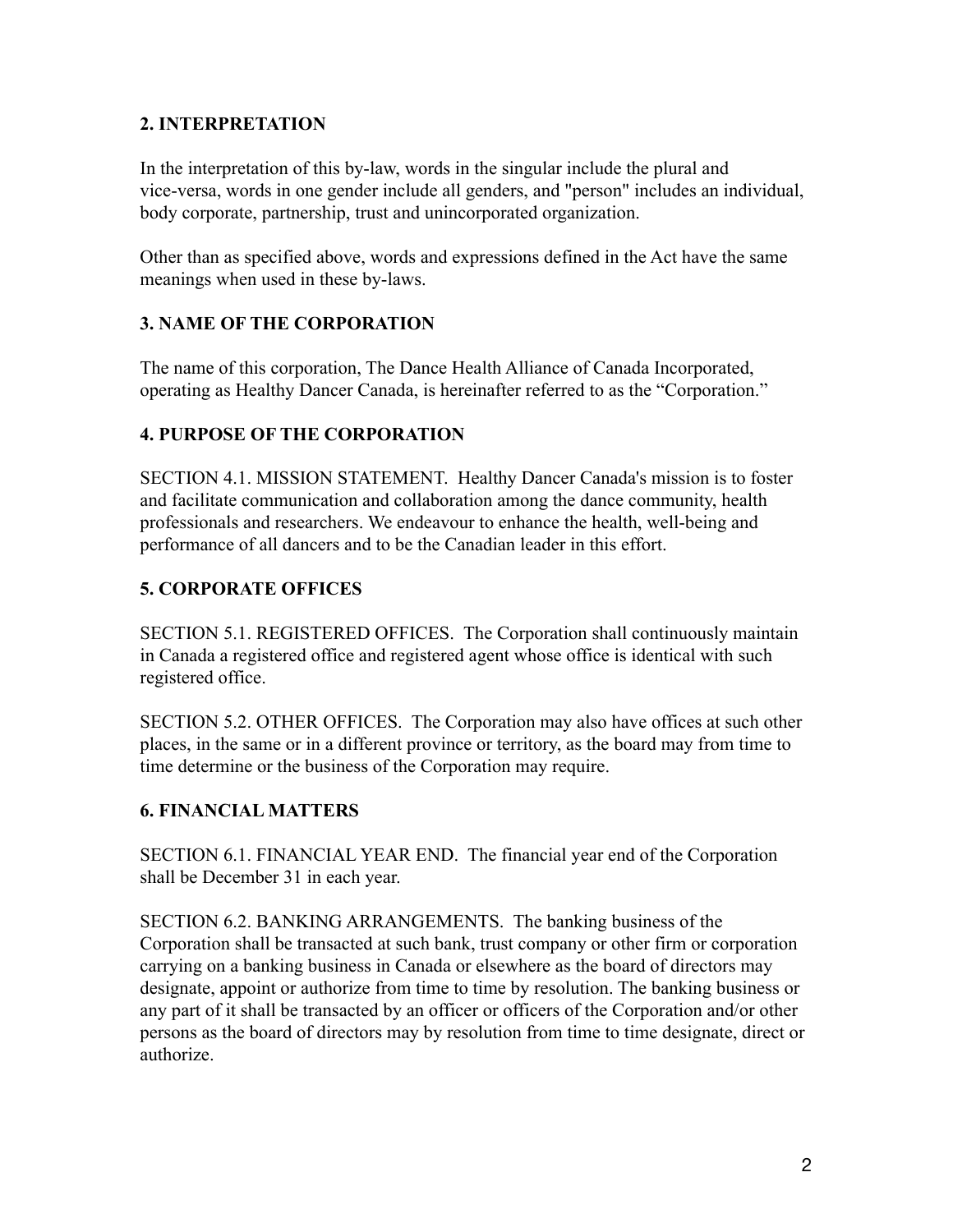## 2. INTERPRETATION

In the interpretation of this by-law, words in the singular include the plural and vice-versa, words in one gender include all genders, and "person" includes an individual, body corporate, partnership, trust and unincorporated organization.

Other than as specified above, words and expressions defined in the Act have the same meanings when used in these by-laws.

## 3. NAME OF THE CORPORATION

The name of this corporation, The Dance Health Alliance of Canada Incorporated, operating as Healthy Dancer Canada, is hereinafter referred to as the "Corporation."

## 4. PURPOSE OF THE CORPORATION

SECTION 4.1. MISSION STATEMENT. Healthy Dancer Canada's mission is to foster and facilitate communication and collaboration among the dance community, health professionals and researchers. We endeavour to enhance the health, well-being and performance of all dancers and to be the Canadian leader in this effort.

## 5. CORPORATE OFFICES

SECTION 5.1. REGISTERED OFFICES. The Corporation shall continuously maintain in Canada a registered office and registered agent whose office is identical with such registered office.

SECTION 5.2. OTHER OFFICES. The Corporation may also have offices at such other places, in the same or in a different province or territory, as the board may from time to time determine or the business of the Corporation may require.

## 6. FINANCIAL MATTERS

SECTION 6.1. FINANCIAL YEAR END. The financial year end of the Corporation shall be December 31 in each year.

SECTION 6.2. BANKING ARRANGEMENTS. The banking business of the Corporation shall be transacted at such bank, trust company or other firm or corporation carrying on a banking business in Canada or elsewhere as the board of directors may designate, appoint or authorize from time to time by resolution. The banking business or any part of it shall be transacted by an officer or officers of the Corporation and/or other persons as the board of directors may by resolution from time to time designate, direct or authorize.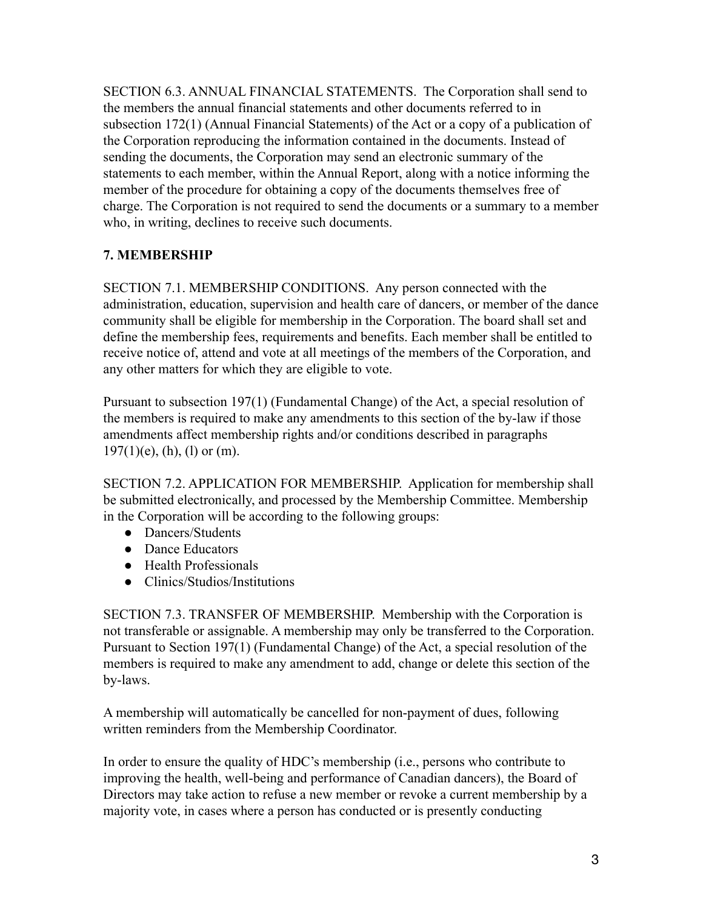SECTION 6.3. ANNUAL FINANCIAL STATEMENTS. The Corporation shall send to the members the annual financial statements and other documents referred to in subsection 172(1) (Annual Financial Statements) of the Act or a copy of a publication of the Corporation reproducing the information contained in the documents. Instead of sending the documents, the Corporation may send an electronic summary of the statements to each member, within the Annual Report, along with a notice informing the member of the procedure for obtaining a copy of the documents themselves free of charge. The Corporation is not required to send the documents or a summary to a member who, in writing, declines to receive such documents.

## 7. MEMBERSHIP

SECTION 7.1. MEMBERSHIP CONDITIONS. Any person connected with the administration, education, supervision and health care of dancers, or member of the dance community shall be eligible for membership in the Corporation. The board shall set and define the membership fees, requirements and benefits. Each member shall be entitled to receive notice of, attend and vote at all meetings of the members of the Corporation, and any other matters for which they are eligible to vote.

Pursuant to subsection 197(1) (Fundamental Change) of the Act, a special resolution of the members is required to make any amendments to this section of the by-law if those amendments affect membership rights and/or conditions described in paragraphs 197(1)(e), (h), (l) or (m).

SECTION 7.2. APPLICATION FOR MEMBERSHIP. Application for membership shall be submitted electronically, and processed by the Membership Committee. Membership in the Corporation will be according to the following groups:

- Dancers/Students
- Dance Educators
- Health Professionals
- Clinics/Studios/Institutions

SECTION 7.3. TRANSFER OF MEMBERSHIP. Membership with the Corporation is not transferable or assignable. A membership may only be transferred to the Corporation. Pursuant to Section 197(1) (Fundamental Change) of the Act, a special resolution of the members is required to make any amendment to add, change or delete this section of the by-laws.

A membership will automatically be cancelled for non-payment of dues, following written reminders from the Membership Coordinator.

In order to ensure the quality of HDC's membership (i.e., persons who contribute to improving the health, well-being and performance of Canadian dancers), the Board of Directors may take action to refuse a new member or revoke a current membership by a majority vote, in cases where a person has conducted or is presently conducting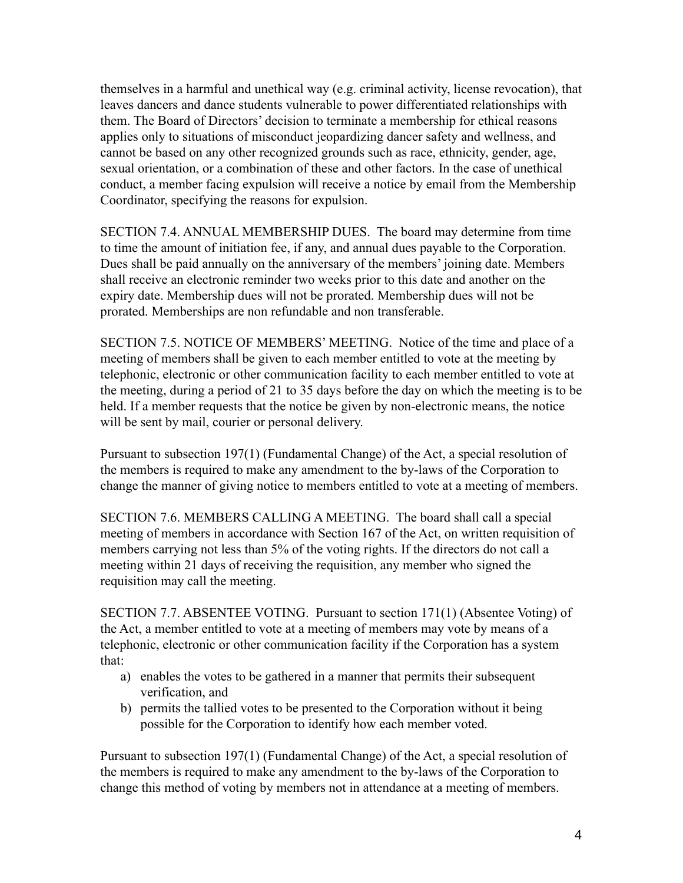themselves in a harmful and unethical way (e.g. criminal activity, license revocation), that leaves dancers and dance students vulnerable to power differentiated relationships with them. The Board of Directors' decision to terminate a membership for ethical reasons applies only to situations of misconduct jeopardizing dancer safety and wellness, and cannot be based on any other recognized grounds such as race, ethnicity, gender, age, sexual orientation, or a combination of these and other factors. In the case of unethical conduct, a member facing expulsion will receive a notice by email from the Membership Coordinator, specifying the reasons for expulsion.

SECTION 7.4. ANNUAL MEMBERSHIP DUES. The board may determine from time to time the amount of initiation fee, if any, and annual dues payable to the Corporation. Dues shall be paid annually on the anniversary of the members' joining date. Members shall receive an electronic reminder two weeks prior to this date and another on the expiry date. Membership dues will not be prorated. Membership dues will not be prorated. Memberships are non refundable and non transferable.

SECTION 7.5. NOTICE OF MEMBERS' MEETING. Notice of the time and place of a meeting of members shall be given to each member entitled to vote at the meeting by telephonic, electronic or other communication facility to each member entitled to vote at the meeting, during a period of 21 to 35 days before the day on which the meeting is to be held. If a member requests that the notice be given by non-electronic means, the notice will be sent by mail, courier or personal delivery.

Pursuant to subsection 197(1) (Fundamental Change) of the Act, a special resolution of the members is required to make any amendment to the by-laws of the Corporation to change the manner of giving notice to members entitled to vote at a meeting of members.

SECTION 7.6. MEMBERS CALLING A MEETING. The board shall call a special meeting of members in accordance with Section 167 of the Act, on written requisition of members carrying not less than 5% of the voting rights. If the directors do not call a meeting within 21 days of receiving the requisition, any member who signed the requisition may call the meeting.

SECTION 7.7. ABSENTEE VOTING. Pursuant to section 171(1) (Absentee Voting) of the Act, a member entitled to vote at a meeting of members may vote by means of a telephonic, electronic or other communication facility if the Corporation has a system that:

a) enables the votes to be gathered in a manner that permits their subsequent verification, and
b) permits the tallied votes to be presented to the Corporation without it being possible for the Corporation to identify how each member voted.

Pursuant to subsection 197(1) (Fundamental Change) of the Act, a special resolution of the members is required to make any amendment to the by-laws of the Corporation to change this method of voting by members not in attendance at a meeting of members.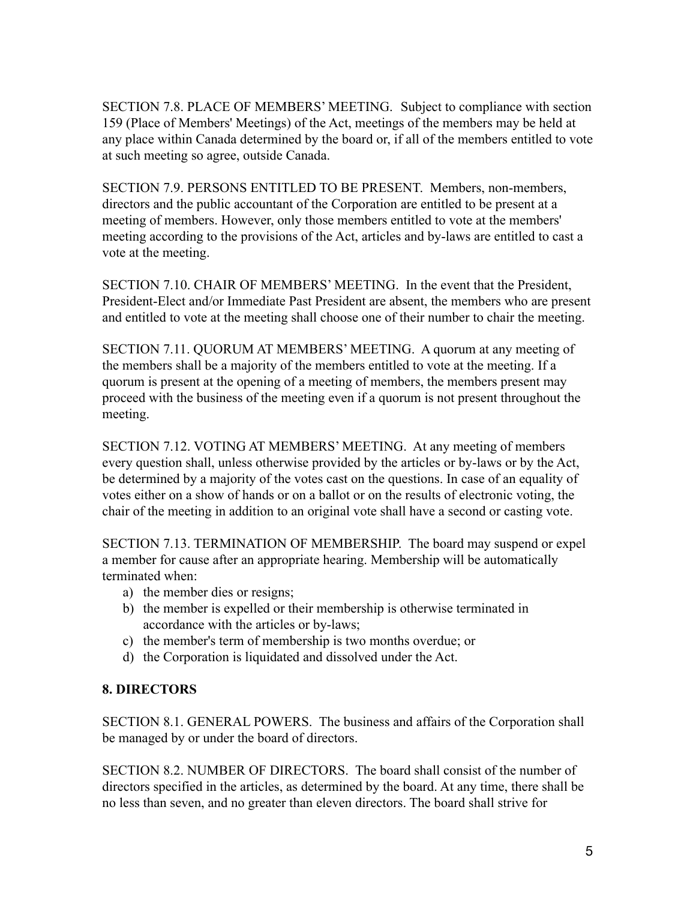SECTION 7.8. PLACE OF MEMBERS' MEETING. Subject to compliance with section 159 (Place of Members' Meetings) of the Act, meetings of the members may be held at any place within Canada determined by the board or, if all of the members entitled to vote at such meeting so agree, outside Canada.

SECTION 7.9. PERSONS ENTITLED TO BE PRESENT. Members, non-members, directors and the public accountant of the Corporation are entitled to be present at a meeting of members. However, only those members entitled to vote at the members' meeting according to the provisions of the Act, articles and by-laws are entitled to cast a vote at the meeting.

SECTION 7.10. CHAIR OF MEMBERS' MEETING. In the event that the President, President-Elect and/or Immediate Past President are absent, the members who are present and entitled to vote at the meeting shall choose one of their number to chair the meeting.

SECTION 7.11. QUORUM AT MEMBERS' MEETING. A quorum at any meeting of the members shall be a majority of the members entitled to vote at the meeting. If a quorum is present at the opening of a meeting of members, the members present may proceed with the business of the meeting even if a quorum is not present throughout the meeting.

SECTION 7.12. VOTING AT MEMBERS' MEETING. At any meeting of members every question shall, unless otherwise provided by the articles or by-laws or by the Act, be determined by a majority of the votes cast on the questions. In case of an equality of votes either on a show of hands or on a ballot or on the results of electronic voting, the chair of the meeting in addition to an original vote shall have a second or casting vote.

SECTION 7.13. TERMINATION OF MEMBERSHIP. The board may suspend or expel a member for cause after an appropriate hearing. Membership will be automatically terminated when:

a) the member dies or resigns;
b) the member is expelled or their membership is otherwise terminated in accordance with the articles or by-laws;
c) the member's term of membership is two months overdue; or
d) the Corporation is liquidated and dissolved under the Act.

## 8. DIRECTORS

SECTION 8.1. GENERAL POWERS. The business and affairs of the Corporation shall be managed by or under the board of directors.

SECTION 8.2. NUMBER OF DIRECTORS. The board shall consist of the number of directors specified in the articles, as determined by the board. At any time, there shall be no less than seven, and no greater than eleven directors. The board shall strive for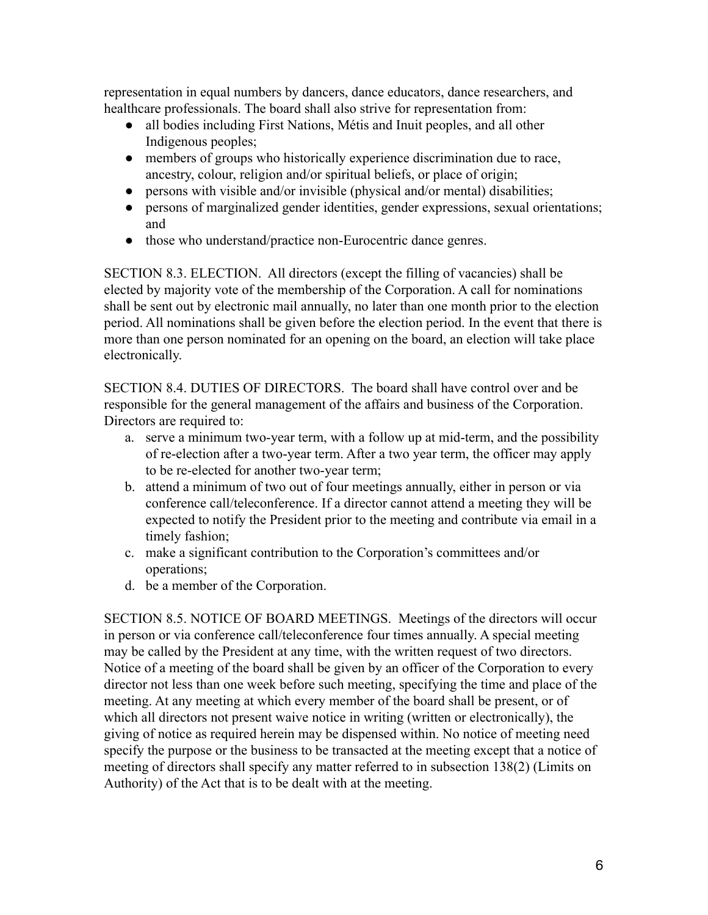representation in equal numbers by dancers, dance educators, dance researchers, and healthcare professionals. The board shall also strive for representation from:

- all bodies including First Nations, Métis and Inuit peoples, and all other Indigenous peoples;
- members of groups who historically experience discrimination due to race, ancestry, colour, religion and/or spiritual beliefs, or place of origin;
- persons with visible and/or invisible (physical and/or mental) disabilities;
- persons of marginalized gender identities, gender expressions, sexual orientations; and
- those who understand/practice non-Eurocentric dance genres.

SECTION 8.3. ELECTION. All directors (except the filling of vacancies) shall be elected by majority vote of the membership of the Corporation. A call for nominations shall be sent out by electronic mail annually, no later than one month prior to the election period. All nominations shall be given before the election period. In the event that there is more than one person nominated for an opening on the board, an election will take place electronically.

SECTION 8.4. DUTIES OF DIRECTORS. The board shall have control over and be responsible for the general management of the affairs and business of the Corporation. Directors are required to:

a. serve a minimum two-year term, with a follow up at mid-term, and the possibility of re-election after a two-year term. After a two year term, the officer may apply to be re-elected for another two-year term;
b. attend a minimum of two out of four meetings annually, either in person or via conference call/teleconference. If a director cannot attend a meeting they will be expected to notify the President prior to the meeting and contribute via email in a timely fashion;
c. make a significant contribution to the Corporation's committees and/or operations;
d. be a member of the Corporation.

SECTION 8.5. NOTICE OF BOARD MEETINGS. Meetings of the directors will occur in person or via conference call/teleconference four times annually. A special meeting may be called by the President at any time, with the written request of two directors. Notice of a meeting of the board shall be given by an officer of the Corporation to every director not less than one week before such meeting, specifying the time and place of the meeting. At any meeting at which every member of the board shall be present, or of which all directors not present waive notice in writing (written or electronically), the giving of notice as required herein may be dispensed within. No notice of meeting need specify the purpose or the business to be transacted at the meeting except that a notice of meeting of directors shall specify any matter referred to in subsection 138(2) (Limits on Authority) of the Act that is to be dealt with at the meeting.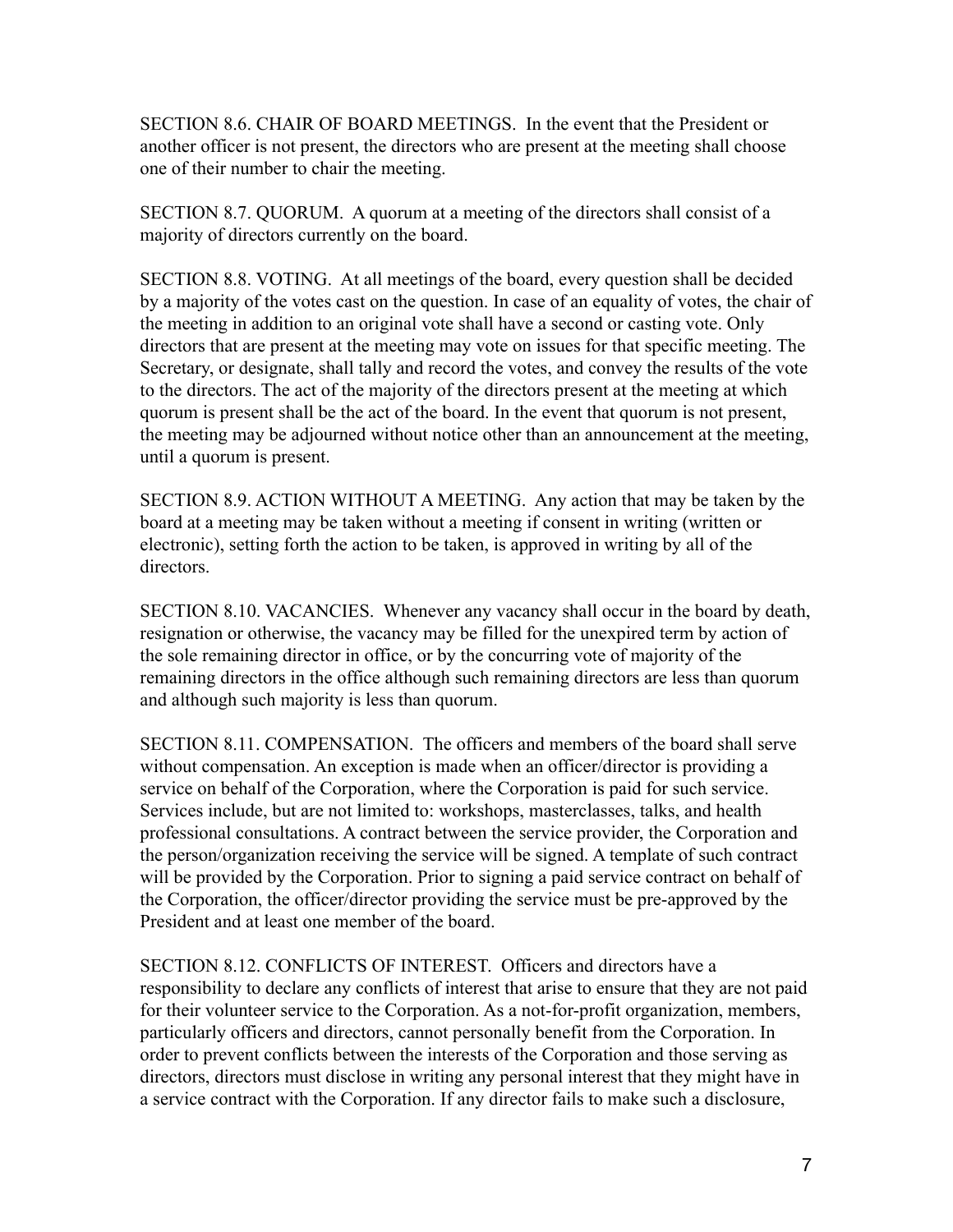SECTION 8.6. CHAIR OF BOARD MEETINGS. In the event that the President or another officer is not present, the directors who are present at the meeting shall choose one of their number to chair the meeting.

SECTION 8.7. QUORUM. A quorum at a meeting of the directors shall consist of a majority of directors currently on the board.

SECTION 8.8. VOTING. At all meetings of the board, every question shall be decided by a majority of the votes cast on the question. In case of an equality of votes, the chair of the meeting in addition to an original vote shall have a second or casting vote. Only directors that are present at the meeting may vote on issues for that specific meeting. The Secretary, or designate, shall tally and record the votes, and convey the results of the vote to the directors. The act of the majority of the directors present at the meeting at which quorum is present shall be the act of the board. In the event that quorum is not present, the meeting may be adjourned without notice other than an announcement at the meeting, until a quorum is present.

SECTION 8.9. ACTION WITHOUT A MEETING. Any action that may be taken by the board at a meeting may be taken without a meeting if consent in writing (written or electronic), setting forth the action to be taken, is approved in writing by all of the directors.

SECTION 8.10. VACANCIES. Whenever any vacancy shall occur in the board by death, resignation or otherwise, the vacancy may be filled for the unexpired term by action of the sole remaining director in office, or by the concurring vote of majority of the remaining directors in the office although such remaining directors are less than quorum and although such majority is less than quorum.

SECTION 8.11. COMPENSATION. The officers and members of the board shall serve without compensation. An exception is made when an officer/director is providing a service on behalf of the Corporation, where the Corporation is paid for such service. Services include, but are not limited to: workshops, masterclasses, talks, and health professional consultations. A contract between the service provider, the Corporation and the person/organization receiving the service will be signed. A template of such contract will be provided by the Corporation. Prior to signing a paid service contract on behalf of the Corporation, the officer/director providing the service must be pre-approved by the President and at least one member of the board.

SECTION 8.12. CONFLICTS OF INTEREST. Officers and directors have a responsibility to declare any conflicts of interest that arise to ensure that they are not paid for their volunteer service to the Corporation. As a not-for-profit organization, members, particularly officers and directors, cannot personally benefit from the Corporation. In order to prevent conflicts between the interests of the Corporation and those serving as directors, directors must disclose in writing any personal interest that they might have in a service contract with the Corporation. If any director fails to make such a disclosure,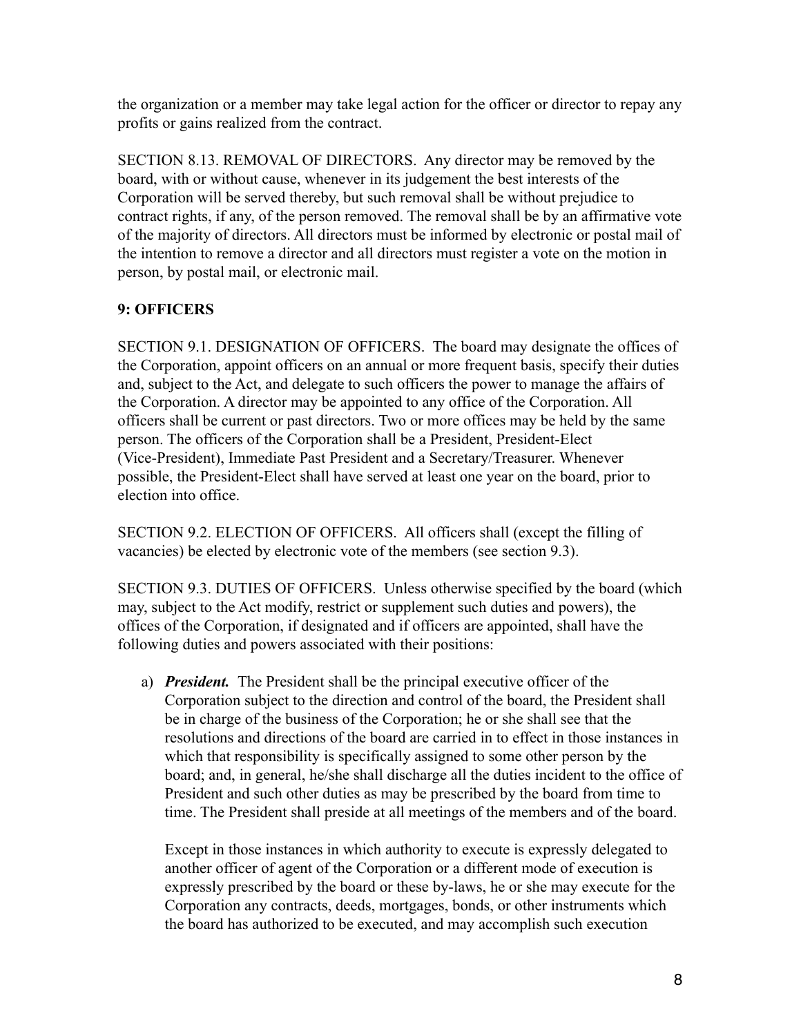the organization or a member may take legal action for the officer or director to repay any profits or gains realized from the contract.

SECTION 8.13. REMOVAL OF DIRECTORS. Any director may be removed by the board, with or without cause, whenever in its judgement the best interests of the Corporation will be served thereby, but such removal shall be without prejudice to contract rights, if any, of the person removed. The removal shall be by an affirmative vote of the majority of directors. All directors must be informed by electronic or postal mail of the intention to remove a director and all directors must register a vote on the motion in person, by postal mail, or electronic mail.

## 9: OFFICERS

SECTION 9.1. DESIGNATION OF OFFICERS. The board may designate the offices of the Corporation, appoint officers on an annual or more frequent basis, specify their duties and, subject to the Act, and delegate to such officers the power to manage the affairs of the Corporation. A director may be appointed to any office of the Corporation. All officers shall be current or past directors. Two or more offices may be held by the same person. The officers of the Corporation shall be a President, President-Elect (Vice-President), Immediate Past President and a Secretary/Treasurer. Whenever possible, the President-Elect shall have served at least one year on the board, prior to election into office.

SECTION 9.2. ELECTION OF OFFICERS. All officers shall (except the filling of vacancies) be elected by electronic vote of the members (see section 9.3).

SECTION 9.3. DUTIES OF OFFICERS. Unless otherwise specified by the board (which may, subject to the Act modify, restrict or supplement such duties and powers), the offices of the Corporation, if designated and if officers are appointed, shall have the following duties and powers associated with their positions:

a) ***President.*** The President shall be the principal executive officer of the Corporation subject to the direction and control of the board, the President shall be in charge of the business of the Corporation; he or she shall see that the resolutions and directions of the board are carried in to effect in those instances in which that responsibility is specifically assigned to some other person by the board; and, in general, he/she shall discharge all the duties incident to the office of President and such other duties as may be prescribed by the board from time to time. The President shall preside at all meetings of the members and of the board.

   Except in those instances in which authority to execute is expressly delegated to another officer of agent of the Corporation or a different mode of execution is expressly prescribed by the board or these by-laws, he or she may execute for the Corporation any contracts, deeds, mortgages, bonds, or other instruments which the board has authorized to be executed, and may accomplish such execution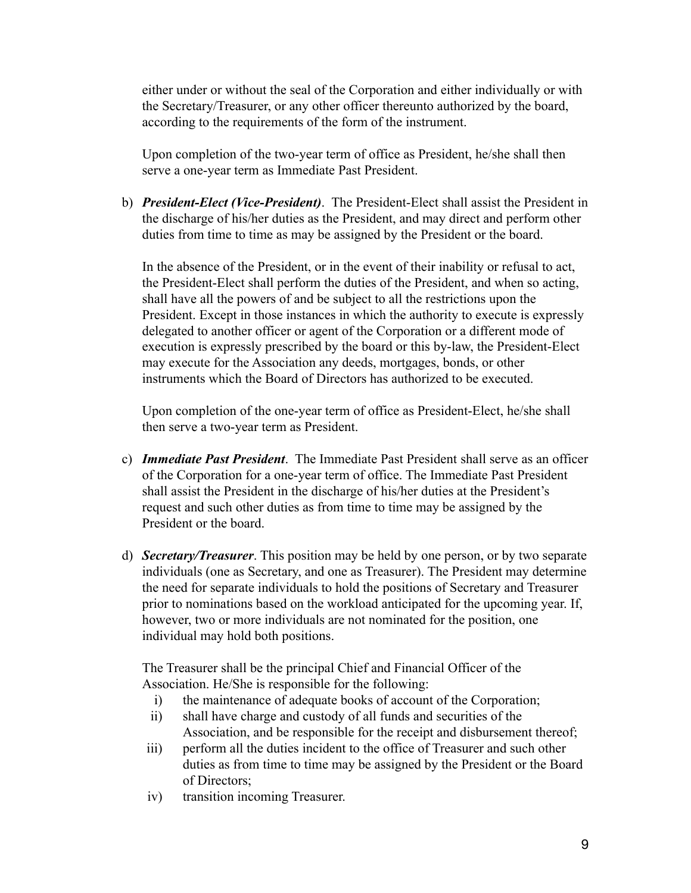either under or without the seal of the Corporation and either individually or with the Secretary/Treasurer, or any other officer thereunto authorized by the board, according to the requirements of the form of the instrument.

Upon completion of the two-year term of office as President, he/she shall then serve a one-year term as Immediate Past President.

b) ***President-Elect (Vice-President)***. The President-Elect shall assist the President in the discharge of his/her duties as the President, and may direct and perform other duties from time to time as may be assigned by the President or the board.

   In the absence of the President, or in the event of their inability or refusal to act, the President-Elect shall perform the duties of the President, and when so acting, shall have all the powers of and be subject to all the restrictions upon the President. Except in those instances in which the authority to execute is expressly delegated to another officer or agent of the Corporation or a different mode of execution is expressly prescribed by the board or this by-law, the President-Elect may execute for the Association any deeds, mortgages, bonds, or other instruments which the Board of Directors has authorized to be executed.

   Upon completion of the one-year term of office as President-Elect, he/she shall then serve a two-year term as President.

c) ***Immediate Past President***. The Immediate Past President shall serve as an officer of the Corporation for a one-year term of office. The Immediate Past President shall assist the President in the discharge of his/her duties at the President's request and such other duties as from time to time may be assigned by the President or the board.

d) ***Secretary/Treasurer***. This position may be held by one person, or by two separate individuals (one as Secretary, and one as Treasurer). The President may determine the need for separate individuals to hold the positions of Secretary and Treasurer prior to nominations based on the workload anticipated for the upcoming year. If, however, two or more individuals are not nominated for the position, one individual may hold both positions.

   The Treasurer shall be the principal Chief and Financial Officer of the Association. He/She is responsible for the following:

   i) the maintenance of adequate books of account of the Corporation;
   ii) shall have charge and custody of all funds and securities of the Association, and be responsible for the receipt and disbursement thereof;
   iii) perform all the duties incident to the office of Treasurer and such other duties as from time to time may be assigned by the President or the Board of Directors;
   iv) transition incoming Treasurer.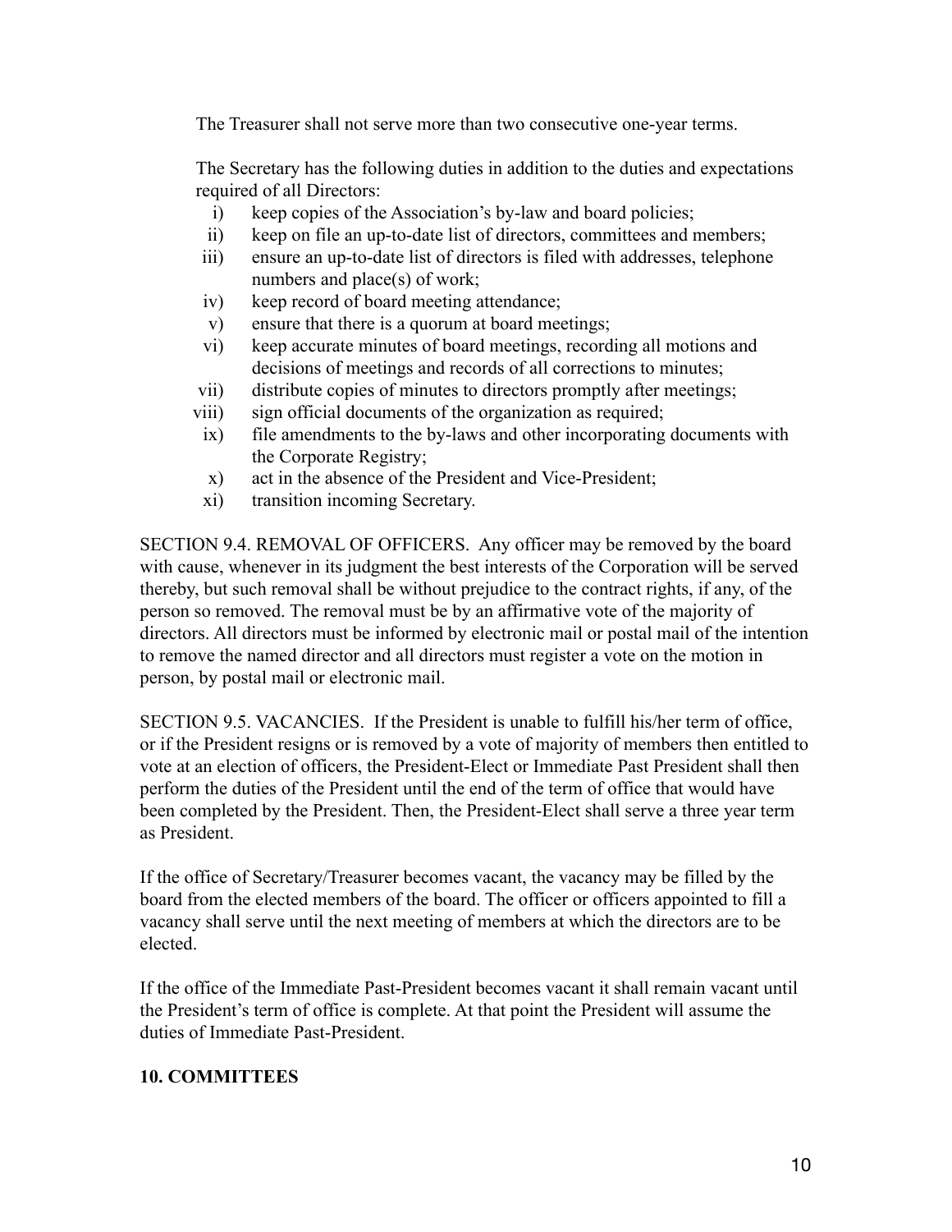The Treasurer shall not serve more than two consecutive one-year terms.

The Secretary has the following duties in addition to the duties and expectations required of all Directors:

i) keep copies of the Association's by-law and board policies;
ii) keep on file an up-to-date list of directors, committees and members;
iii) ensure an up-to-date list of directors is filed with addresses, telephone numbers and place(s) of work;
iv) keep record of board meeting attendance;
v) ensure that there is a quorum at board meetings;
vi) keep accurate minutes of board meetings, recording all motions and decisions of meetings and records of all corrections to minutes;
vii) distribute copies of minutes to directors promptly after meetings;
viii) sign official documents of the organization as required;
ix) file amendments to the by-laws and other incorporating documents with the Corporate Registry;
x) act in the absence of the President and Vice-President;
xi) transition incoming Secretary.

SECTION 9.4. REMOVAL OF OFFICERS. Any officer may be removed by the board with cause, whenever in its judgment the best interests of the Corporation will be served thereby, but such removal shall be without prejudice to the contract rights, if any, of the person so removed. The removal must be by an affirmative vote of the majority of directors. All directors must be informed by electronic mail or postal mail of the intention to remove the named director and all directors must register a vote on the motion in person, by postal mail or electronic mail.

SECTION 9.5. VACANCIES. If the President is unable to fulfill his/her term of office, or if the President resigns or is removed by a vote of majority of members then entitled to vote at an election of officers, the President-Elect or Immediate Past President shall then perform the duties of the President until the end of the term of office that would have been completed by the President. Then, the President-Elect shall serve a three year term as President.

If the office of Secretary/Treasurer becomes vacant, the vacancy may be filled by the board from the elected members of the board. The officer or officers appointed to fill a vacancy shall serve until the next meeting of members at which the directors are to be elected.

If the office of the Immediate Past-President becomes vacant it shall remain vacant until the President's term of office is complete. At that point the President will assume the duties of Immediate Past-President.

## 10. COMMITTEES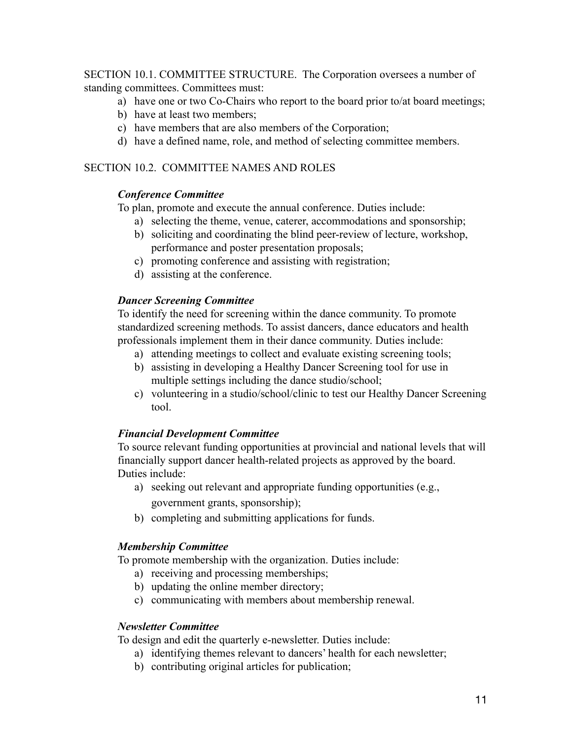SECTION 10.1. COMMITTEE STRUCTURE. The Corporation oversees a number of standing committees. Committees must:

a) have one or two Co-Chairs who report to the board prior to/at board meetings;
b) have at least two members;
c) have members that are also members of the Corporation;
d) have a defined name, role, and method of selecting committee members.

SECTION 10.2. COMMITTEE NAMES AND ROLES

***Conference Committee***

To plan, promote and execute the annual conference. Duties include:

a) selecting the theme, venue, caterer, accommodations and sponsorship;
b) soliciting and coordinating the blind peer-review of lecture, workshop, performance and poster presentation proposals;
c) promoting conference and assisting with registration;
d) assisting at the conference.

***Dancer Screening Committee***

To identify the need for screening within the dance community. To promote standardized screening methods. To assist dancers, dance educators and health professionals implement them in their dance community. Duties include:

a) attending meetings to collect and evaluate existing screening tools;
b) assisting in developing a Healthy Dancer Screening tool for use in multiple settings including the dance studio/school;
c) volunteering in a studio/school/clinic to test our Healthy Dancer Screening tool.

***Financial Development Committee***

To source relevant funding opportunities at provincial and national levels that will financially support dancer health-related projects as approved by the board. Duties include:

a) seeking out relevant and appropriate funding opportunities (e.g., government grants, sponsorship);
b) completing and submitting applications for funds.

***Membership Committee***

To promote membership with the organization. Duties include:

a) receiving and processing memberships;
b) updating the online member directory;
c) communicating with members about membership renewal.

***Newsletter Committee***

To design and edit the quarterly e-newsletter. Duties include:

a) identifying themes relevant to dancers' health for each newsletter;
b) contributing original articles for publication;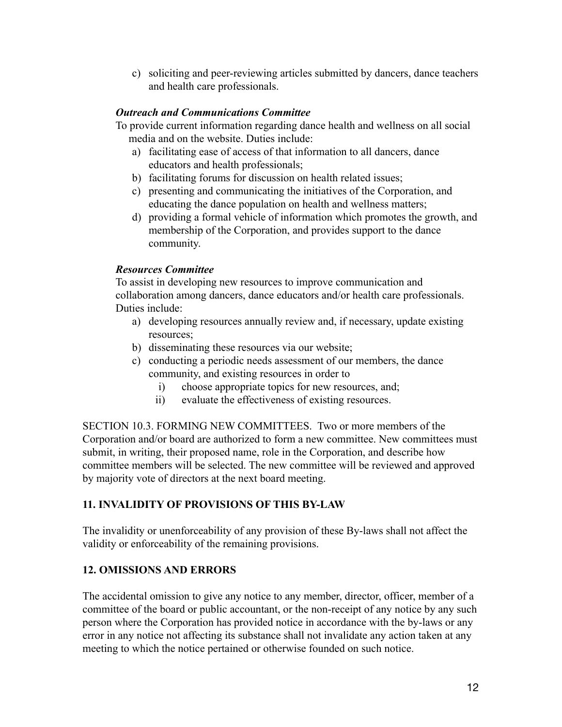c) soliciting and peer-reviewing articles submitted by dancers, dance teachers and health care professionals.

***Outreach and Communications Committee***

To provide current information regarding dance health and wellness on all social media and on the website. Duties include:

a) facilitating ease of access of that information to all dancers, dance educators and health professionals;
b) facilitating forums for discussion on health related issues;
c) presenting and communicating the initiatives of the Corporation, and educating the dance population on health and wellness matters;
d) providing a formal vehicle of information which promotes the growth, and membership of the Corporation, and provides support to the dance community.

***Resources Committee***

To assist in developing new resources to improve communication and collaboration among dancers, dance educators and/or health care professionals. Duties include:

a) developing resources annually review and, if necessary, update existing resources;
b) disseminating these resources via our website;
c) conducting a periodic needs assessment of our members, the dance community, and existing resources in order to
   i) choose appropriate topics for new resources, and;
   ii) evaluate the effectiveness of existing resources.

SECTION 10.3. FORMING NEW COMMITTEES. Two or more members of the Corporation and/or board are authorized to form a new committee. New committees must submit, in writing, their proposed name, role in the Corporation, and describe how committee members will be selected. The new committee will be reviewed and approved by majority vote of directors at the next board meeting.

## 11. INVALIDITY OF PROVISIONS OF THIS BY-LAW

The invalidity or unenforceability of any provision of these By-laws shall not affect the validity or enforceability of the remaining provisions.

## 12. OMISSIONS AND ERRORS

The accidental omission to give any notice to any member, director, officer, member of a committee of the board or public accountant, or the non-receipt of any notice by any such person where the Corporation has provided notice in accordance with the by-laws or any error in any notice not affecting its substance shall not invalidate any action taken at any meeting to which the notice pertained or otherwise founded on such notice.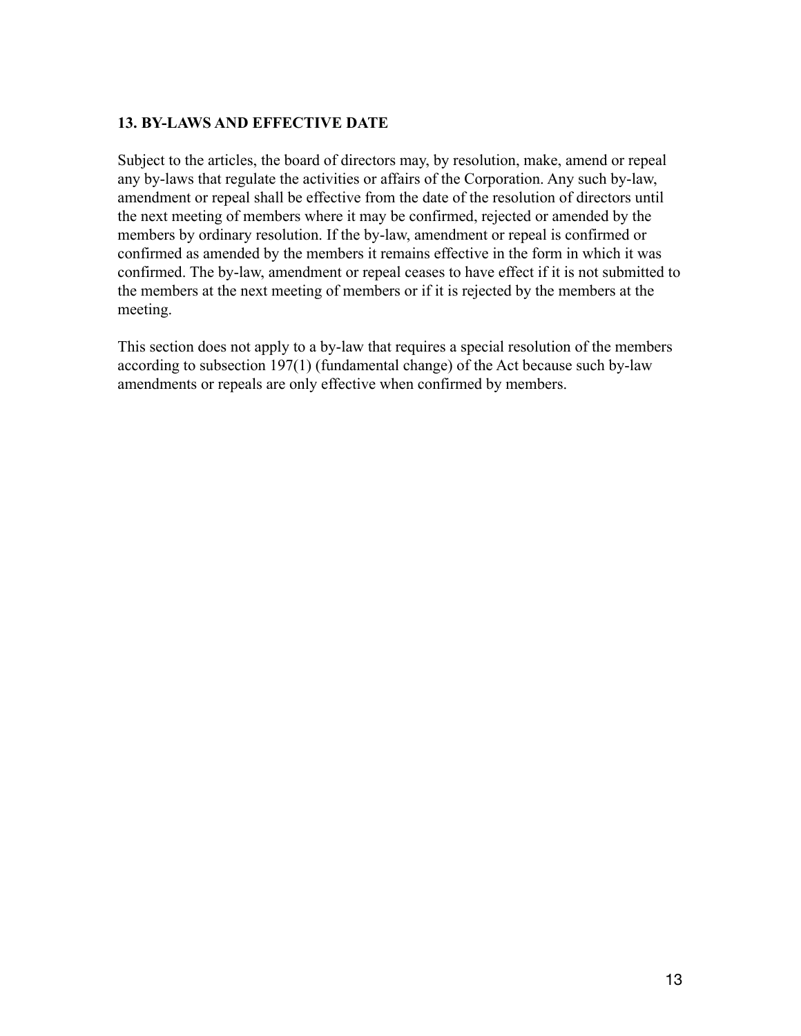## 13. BY-LAWS AND EFFECTIVE DATE

Subject to the articles, the board of directors may, by resolution, make, amend or repeal any by-laws that regulate the activities or affairs of the Corporation. Any such by-law, amendment or repeal shall be effective from the date of the resolution of directors until the next meeting of members where it may be confirmed, rejected or amended by the members by ordinary resolution. If the by-law, amendment or repeal is confirmed or confirmed as amended by the members it remains effective in the form in which it was confirmed. The by-law, amendment or repeal ceases to have effect if it is not submitted to the members at the next meeting of members or if it is rejected by the members at the meeting.

This section does not apply to a by-law that requires a special resolution of the members according to subsection 197(1) (fundamental change) of the Act because such by-law amendments or repeals are only effective when confirmed by members.